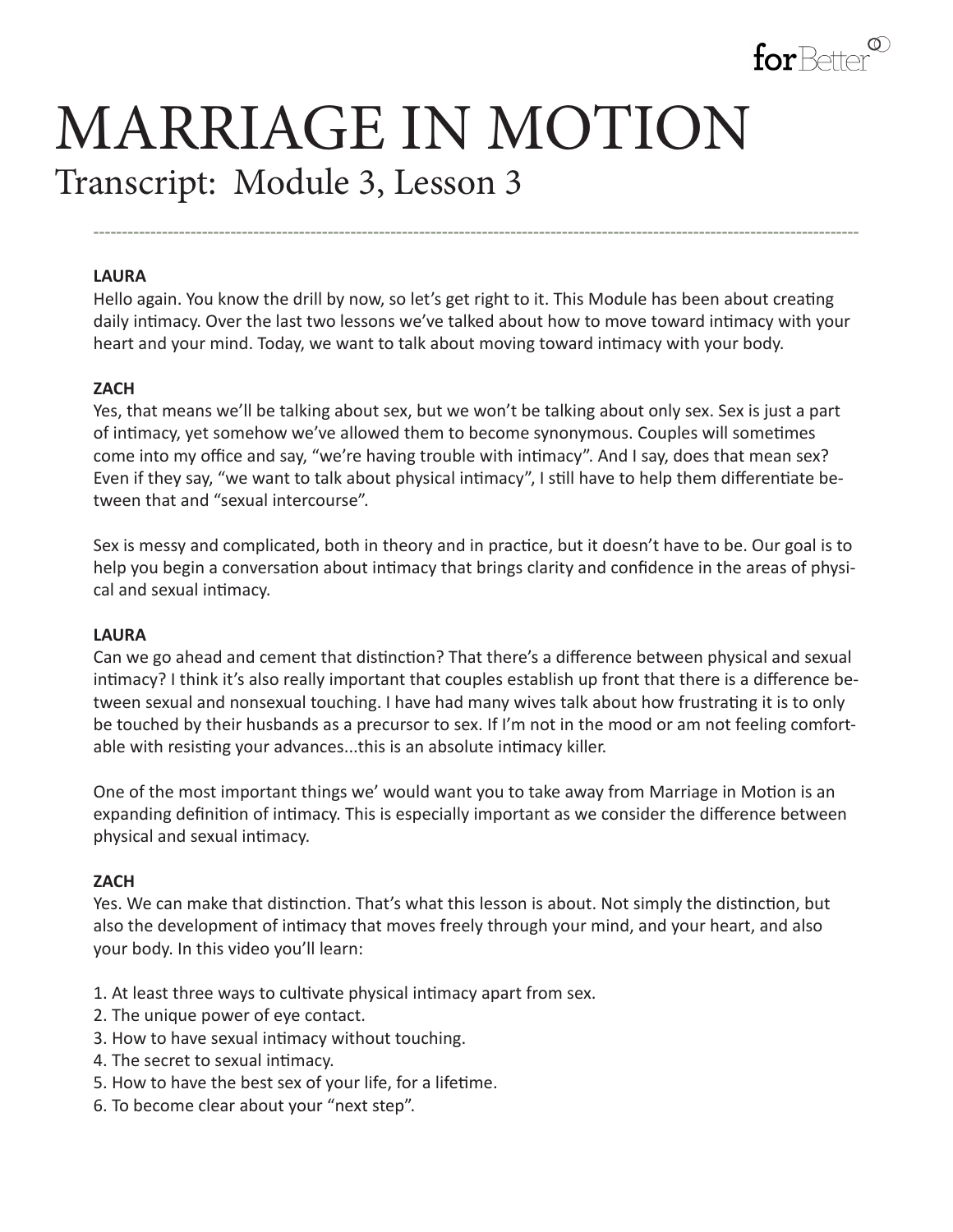# MARRIAGE IN MOTION

## Transcript: Module 3, Lesson 3

**LAURA**

Hello again. You know the drill by now, so let's get right to it. This Module has been about creating daily intimacy. Over the last two lessons we've talked about how to move toward intimacy with your heart and your mind. Today, we want to talk about moving toward intimacy with your body.

**ZACH**

Yes, that means we'll be talking about sex, but we won't be talking about only sex. Sex is just a part of intimacy, yet somehow we've allowed them to become synonymous. Couples will sometimes come into my office and say, "we're having trouble with intimacy". And I say, does that mean sex? Even if they say, "we want to talk about physical intimacy", I still have to help them differentiate between that and "sexual intercourse".

Sex is messy and complicated, both in theory and in practice, but it doesn't have to be. Our goal is to help you begin a conversation about intimacy that brings clarity and confidence in the areas of physical and sexual intimacy.

**LAURA**

Can we go ahead and cement that distinction? That there's a difference between physical and sexual intimacy? I think it's also really important that couples establish up front that there is a difference between sexual and nonsexual touching. I have had many wives talk about how frustrating it is to only be touched by their husbands as a precursor to sex. If I'm not in the mood or am not feeling comfortable with resisting your advances...this is an absolute intimacy killer.

One of the most important things we' would want you to take away from Marriage in Motion is an expanding definition of intimacy. This is especially important as we consider the difference between physical and sexual intimacy.

**ZACH**

Yes. We can make that distinction. That's what this lesson is about. Not simply the distinction, but also the development of intimacy that moves freely through your mind, and your heart, and also your body. In this video you'll learn:

1. At least three ways to cultivate physical intimacy apart from sex.
2. The unique power of eye contact.
3. How to have sexual intimacy without touching.
4. The secret to sexual intimacy.
5. How to have the best sex of your life, for a lifetime.
6. To become clear about your "next step".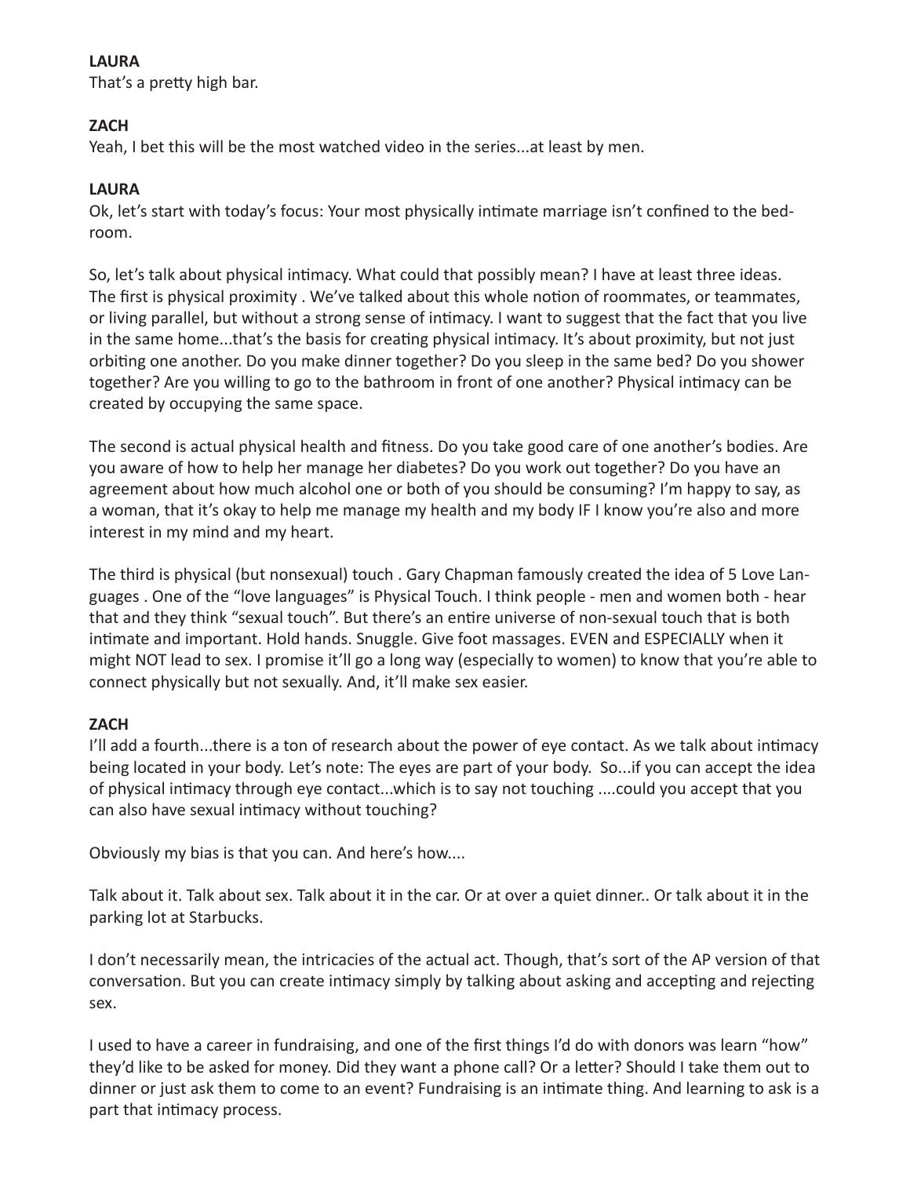**LAURA**
That's a pretty high bar.

**ZACH**
Yeah, I bet this will be the most watched video in the series...at least by men.

**LAURA**
Ok, let's start with today's focus: Your most physically intimate marriage isn't confined to the bedroom.

So, let's talk about physical intimacy. What could that possibly mean? I have at least three ideas. The first is physical proximity . We've talked about this whole notion of roommates, or teammates, or living parallel, but without a strong sense of intimacy. I want to suggest that the fact that you live in the same home...that's the basis for creating physical intimacy. It's about proximity, but not just orbiting one another. Do you make dinner together? Do you sleep in the same bed? Do you shower together? Are you willing to go to the bathroom in front of one another? Physical intimacy can be created by occupying the same space.

The second is actual physical health and fitness. Do you take good care of one another's bodies. Are you aware of how to help her manage her diabetes? Do you work out together? Do you have an agreement about how much alcohol one or both of you should be consuming? I'm happy to say, as a woman, that it's okay to help me manage my health and my body IF I know you're also and more interest in my mind and my heart.

The third is physical (but nonsexual) touch . Gary Chapman famously created the idea of 5 Love Languages . One of the "love languages" is Physical Touch. I think people - men and women both - hear that and they think "sexual touch". But there's an entire universe of non-sexual touch that is both intimate and important. Hold hands. Snuggle. Give foot massages. EVEN and ESPECIALLY when it might NOT lead to sex. I promise it'll go a long way (especially to women) to know that you're able to connect physically but not sexually. And, it'll make sex easier.

**ZACH**
I'll add a fourth...there is a ton of research about the power of eye contact. As we talk about intimacy being located in your body. Let's note: The eyes are part of your body. So...if you can accept the idea of physical intimacy through eye contact...which is to say not touching ....could you accept that you can also have sexual intimacy without touching?

Obviously my bias is that you can. And here's how....

Talk about it. Talk about sex. Talk about it in the car. Or at over a quiet dinner.. Or talk about it in the parking lot at Starbucks.

I don't necessarily mean, the intricacies of the actual act. Though, that's sort of the AP version of that conversation. But you can create intimacy simply by talking about asking and accepting and rejecting sex.

I used to have a career in fundraising, and one of the first things I'd do with donors was learn "how" they'd like to be asked for money. Did they want a phone call? Or a letter? Should I take them out to dinner or just ask them to come to an event? Fundraising is an intimate thing. And learning to ask is a part that intimacy process.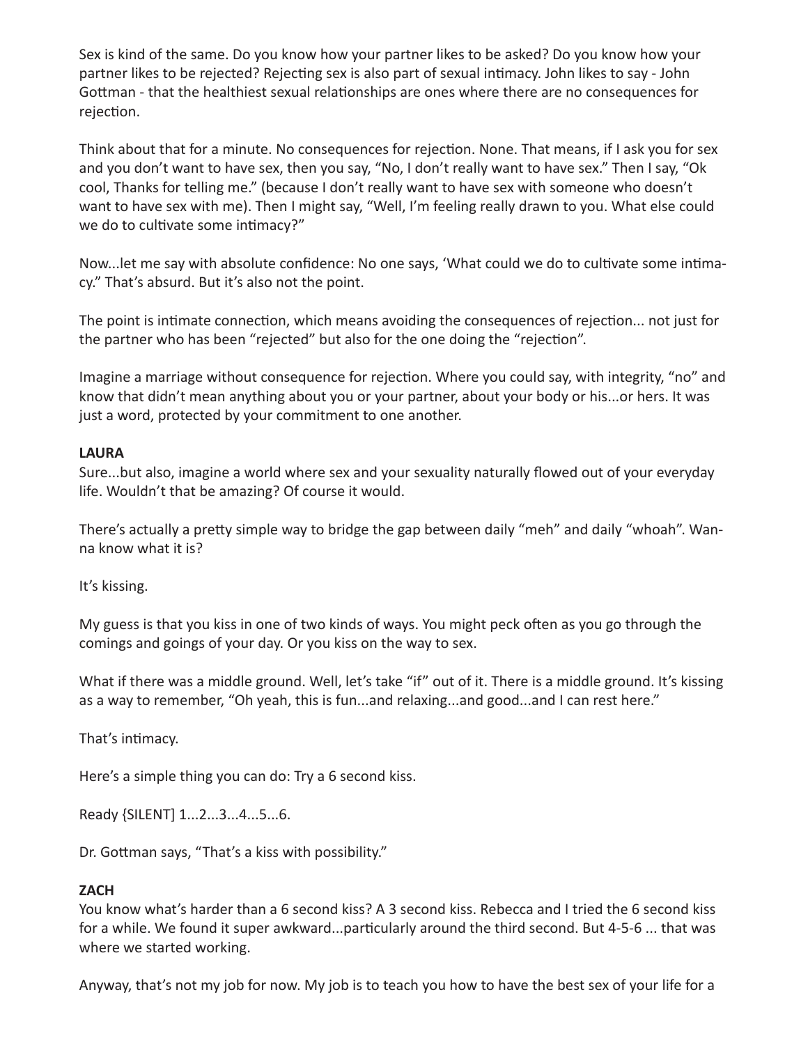Sex is kind of the same. Do you know how your partner likes to be asked? Do you know how your partner likes to be rejected? Rejecting sex is also part of sexual intimacy. John likes to say - John Gottman - that the healthiest sexual relationships are ones where there are no consequences for rejection.

Think about that for a minute. No consequences for rejection. None. That means, if I ask you for sex and you don't want to have sex, then you say, "No, I don't really want to have sex." Then I say, "Ok cool, Thanks for telling me." (because I don't really want to have sex with someone who doesn't want to have sex with me). Then I might say, "Well, I'm feeling really drawn to you. What else could we do to cultivate some intimacy?"

Now...let me say with absolute confidence: No one says, 'What could we do to cultivate some intimacy." That's absurd. But it's also not the point.

The point is intimate connection, which means avoiding the consequences of rejection... not just for the partner who has been "rejected" but also for the one doing the "rejection".

Imagine a marriage without consequence for rejection. Where you could say, with integrity, "no" and know that didn't mean anything about you or your partner, about your body or his...or hers. It was just a word, protected by your commitment to one another.

**LAURA**
Sure...but also, imagine a world where sex and your sexuality naturally flowed out of your everyday life. Wouldn't that be amazing? Of course it would.

There's actually a pretty simple way to bridge the gap between daily "meh" and daily "whoah". Wanna know what it is?

It's kissing.

My guess is that you kiss in one of two kinds of ways. You might peck often as you go through the comings and goings of your day. Or you kiss on the way to sex.

What if there was a middle ground. Well, let's take "if" out of it. There is a middle ground. It's kissing as a way to remember, "Oh yeah, this is fun...and relaxing...and good...and I can rest here."

That's intimacy.

Here's a simple thing you can do: Try a 6 second kiss.

Ready {SILENT] 1...2...3...4...5...6.

Dr. Gottman says, "That's a kiss with possibility."

**ZACH**
You know what's harder than a 6 second kiss? A 3 second kiss. Rebecca and I tried the 6 second kiss for a while. We found it super awkward...particularly around the third second. But 4-5-6 ... that was where we started working.

Anyway, that's not my job for now. My job is to teach you how to have the best sex of your life for a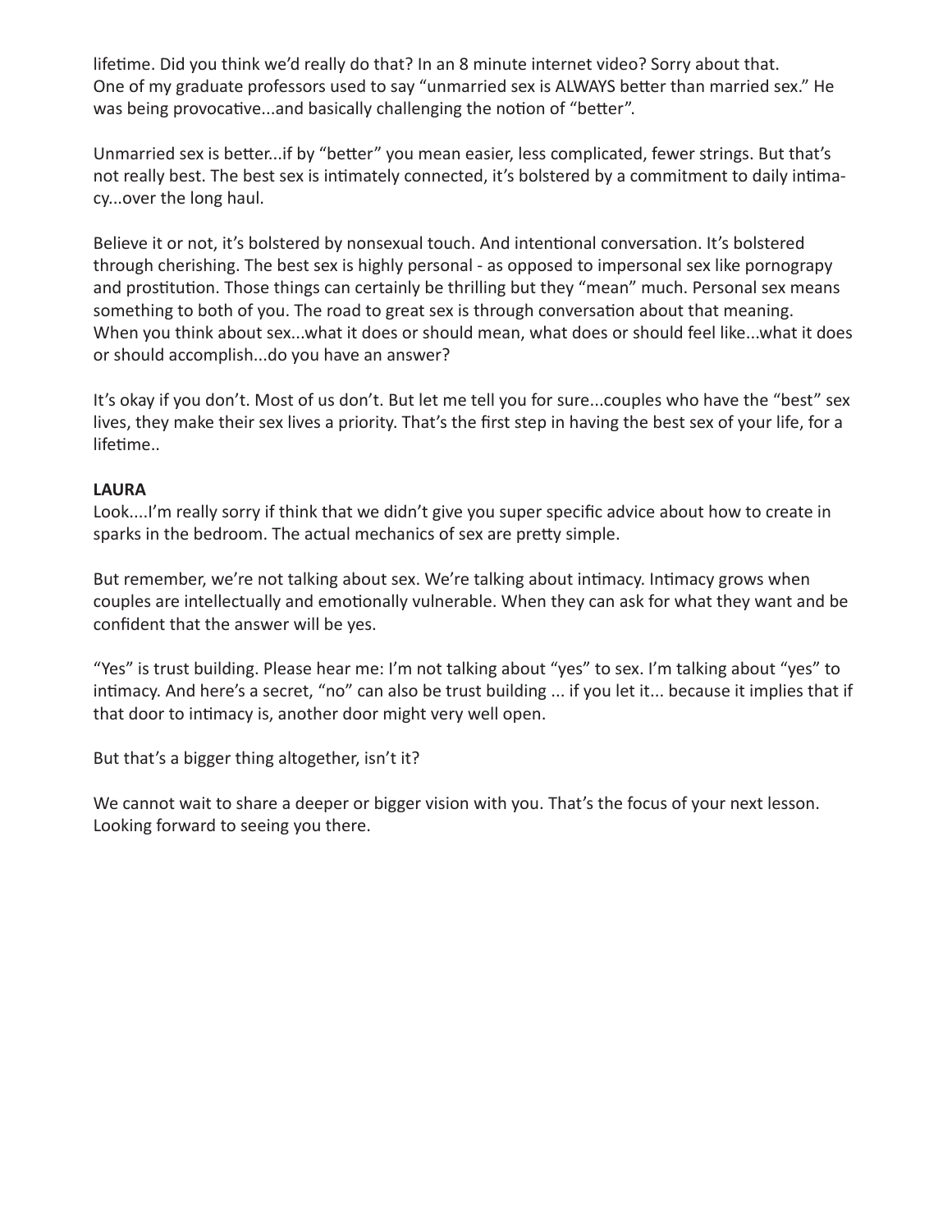lifetime. Did you think we'd really do that? In an 8 minute internet video? Sorry about that.
One of my graduate professors used to say "unmarried sex is ALWAYS better than married sex." He was being provocative...and basically challenging the notion of "better".

Unmarried sex is better...if by "better" you mean easier, less complicated, fewer strings. But that's not really best. The best sex is intimately connected, it's bolstered by a commitment to daily intimacy...over the long haul.

Believe it or not, it's bolstered by nonsexual touch. And intentional conversation. It's bolstered through cherishing. The best sex is highly personal - as opposed to impersonal sex like pornograpy and prostitution. Those things can certainly be thrilling but they "mean" much. Personal sex means something to both of you. The road to great sex is through conversation about that meaning.
When you think about sex...what it does or should mean, what does or should feel like...what it does or should accomplish...do you have an answer?

It's okay if you don't. Most of us don't. But let me tell you for sure...couples who have the "best" sex lives, they make their sex lives a priority. That's the first step in having the best sex of your life, for a lifetime..

**LAURA**
Look....I'm really sorry if think that we didn't give you super specific advice about how to create in sparks in the bedroom. The actual mechanics of sex are pretty simple.

But remember, we're not talking about sex. We're talking about intimacy. Intimacy grows when couples are intellectually and emotionally vulnerable. When they can ask for what they want and be confident that the answer will be yes.

"Yes" is trust building. Please hear me: I'm not talking about "yes" to sex. I'm talking about "yes" to intimacy. And here's a secret, "no" can also be trust building ... if you let it... because it implies that if that door to intimacy is, another door might very well open.

But that's a bigger thing altogether, isn't it?

We cannot wait to share a deeper or bigger vision with you. That's the focus of your next lesson. Looking forward to seeing you there.